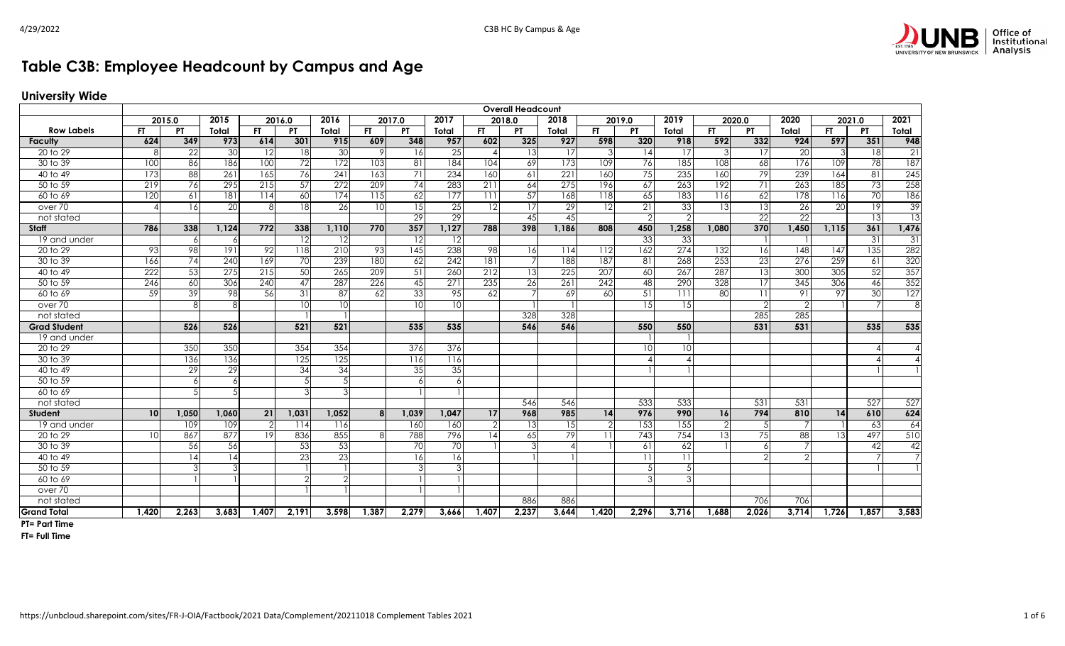# Table C3B: Employee Headcount by Campus and Age

## University Wide

| | Overall Headcount | | | | | | | | | | | | | | | | | | | | |
|---|---|---|---|---|---|---|---|---|---|---|---|---|---|---|---|---|---|---|---|---|---|
| | 2015.0 | | 2015 | 2016.0 | | 2016 | 2017.0 | | 2017 | 2018.0 | | 2018 | 2019.0 | | 2019 | 2020.0 | | 2020 | 2021.0 | | 2021 |
| **Row Labels** | **FT** | **PT** | **Total** | **FT** | **PT** | **Total** | **FT** | **PT** | **Total** | **FT** | **PT** | **Total** | **FT** | **PT** | **Total** | **FT** | **PT** | **Total** | **FT** | **PT** | **Total** |
| **Faculty** | **624** | **349** | **973** | **614** | **301** | **915** | **609** | **348** | **957** | **602** | **325** | **927** | **598** | **320** | **918** | **592** | **332** | **924** | **597** | **351** | **948** |
| 20 to 29 | 8 | 22 | 30 | 12 | 18 | 30 | 9 | 16 | 25 | 4 | 13 | 17 | 3 | 14 | 17 | 3 | 17 | 20 | 3 | 18 | 21 |
| 30 to 39 | 100 | 86 | 186 | 100 | 72 | 172 | 103 | 81 | 184 | 104 | 69 | 173 | 109 | 76 | 185 | 108 | 68 | 176 | 109 | 78 | 187 |
| 40 to 49 | 173 | 88 | 261 | 165 | 76 | 241 | 163 | 71 | 234 | 160 | 61 | 221 | 160 | 75 | 235 | 160 | 79 | 239 | 164 | 81 | 245 |
| 50 to 59 | 219 | 76 | 295 | 215 | 57 | 272 | 209 | 74 | 283 | 211 | 64 | 275 | 196 | 67 | 263 | 192 | 71 | 263 | 185 | 73 | 258 |
| 60 to 69 | 120 | 61 | 181 | 114 | 60 | 174 | 115 | 62 | 177 | 111 | 57 | 168 | 118 | 65 | 183 | 116 | 62 | 178 | 116 | 70 | 186 |
| over 70 | 4 | 16 | 20 | 8 | 18 | 26 | 10 | 15 | 25 | 12 | 17 | 29 | 12 | 21 | 33 | 13 | 13 | 26 | 20 | 19 | 39 |
| not stated | | | | | | | | 29 | 29 | | 45 | 45 | | 2 | 2 | | 22 | 22 | | 13 | 13 |
| **Staff** | **786** | **338** | **1,124** | **772** | **338** | **1,110** | **770** | **357** | **1,127** | **788** | **398** | **1,186** | **808** | **450** | **1,258** | **1,080** | **370** | **1,450** | **1,115** | **361** | **1,476** |
| 19 and under | | 6 | 6 | | 12 | 12 | | 12 | 12 | | | | | 33 | 33 | | 1 | 1 | | 31 | 31 |
| 20 to 29 | 93 | 98 | 191 | 92 | 118 | 210 | 93 | 145 | 238 | 98 | 16 | 114 | 112 | 162 | 274 | 132 | 16 | 148 | 147 | 135 | 282 |
| 30 to 39 | 166 | 74 | 240 | 169 | 70 | 239 | 180 | 62 | 242 | 181 | 7 | 188 | 187 | 81 | 268 | 253 | 23 | 276 | 259 | 61 | 320 |
| 40 to 49 | 222 | 53 | 275 | 215 | 50 | 265 | 209 | 51 | 260 | 212 | 13 | 225 | 207 | 60 | 267 | 287 | 13 | 300 | 305 | 52 | 357 |
| 50 to 59 | 246 | 60 | 306 | 240 | 47 | 287 | 226 | 45 | 271 | 235 | 26 | 261 | 242 | 48 | 290 | 328 | 17 | 345 | 306 | 46 | 352 |
| 60 to 69 | 59 | 39 | 98 | 56 | 31 | 87 | 62 | 33 | 95 | 62 | 7 | 69 | 60 | 51 | 111 | 80 | 11 | 91 | 97 | 30 | 127 |
| over 70 | | 8 | 8 | | 10 | 10 | | 10 | 10 | | 1 | 1 | | 15 | 15 | | 2 | 2 | 1 | 7 | 8 |
| not stated | | | | | 1 | 1 | | | | | 328 | 328 | | | | | 285 | 285 | | | |
| **Grad Student** | | **526** | **526** | | **521** | **521** | | **535** | **535** | | **546** | **546** | | **550** | **550** | | **531** | **531** | | **535** | **535** |
| 19 and under | | | | | | | | | | | | | | 1 | 1 | | | | | | |
| 20 to 29 | | 350 | 350 | | 354 | 354 | | 376 | 376 | | | | | 10 | 10 | | | | | 4 | 4 |
| 30 to 39 | | 136 | 136 | | 125 | 125 | | 116 | 116 | | | | | 4 | 4 | | | | | 4 | 4 |
| 40 to 49 | | 29 | 29 | | 34 | 34 | | 35 | 35 | | | | | 1 | 1 | | | | | 1 | 1 |
| 50 to 59 | | 6 | 6 | | 5 | 5 | | 6 | 6 | | | | | | | | | | | | |
| 60 to 69 | | 5 | 5 | | 3 | 3 | | 1 | 1 | | | | | | | | | | | | |
| not stated | | | | | | | | | | | 546 | 546 | | 533 | 533 | | 531 | 531 | | 527 | 527 |
| **Student** | **10** | **1,050** | **1,060** | **21** | **1,031** | **1,052** | **8** | **1,039** | **1,047** | **17** | **968** | **985** | **14** | **976** | **990** | **16** | **794** | **810** | **14** | **610** | **624** |
| 19 and under | | 109 | 109 | 2 | 114 | 116 | | 160 | 160 | 2 | 13 | 15 | 2 | 153 | 155 | 2 | 5 | 7 | 1 | 63 | 64 |
| 20 to 29 | 10 | 867 | 877 | 19 | 836 | 855 | 8 | 788 | 796 | 14 | 65 | 79 | 11 | 743 | 754 | 13 | 75 | 88 | 13 | 497 | 510 |
| 30 to 39 | | 56 | 56 | | 53 | 53 | | 70 | 70 | 1 | 3 | 4 | 1 | 61 | 62 | 1 | 6 | 7 | | 42 | 42 |
| 40 to 49 | | 14 | 14 | | 23 | 23 | | 16 | 16 | | 1 | 1 | | 11 | 11 | | 2 | 2 | | 7 | 7 |
| 50 to 59 | | 3 | 3 | | 1 | 1 | | 3 | 3 | | | | | 5 | 5 | | | | | 1 | 1 |
| 60 to 69 | | 1 | 1 | | 2 | 2 | | 1 | 1 | | | | | 3 | 3 | | | | | | |
| over 70 | | | | | 1 | 1 | | 1 | 1 | | | | | | | | | | | | |
| not stated | | | | | | | | | | | 886 | 886 | | | | | 706 | 706 | | | |
| **Grand Total** | **1,420** | **2,263** | **3,683** | **1,407** | **2,191** | **3,598** | **1,387** | **2,279** | **3,666** | **1,407** | **2,237** | **3,644** | **1,420** | **2,296** | **3,716** | **1,688** | **2,026** | **3,714** | **1,726** | **1,857** | **3,583** |

**PT= Part Time**

**FT= Full Time**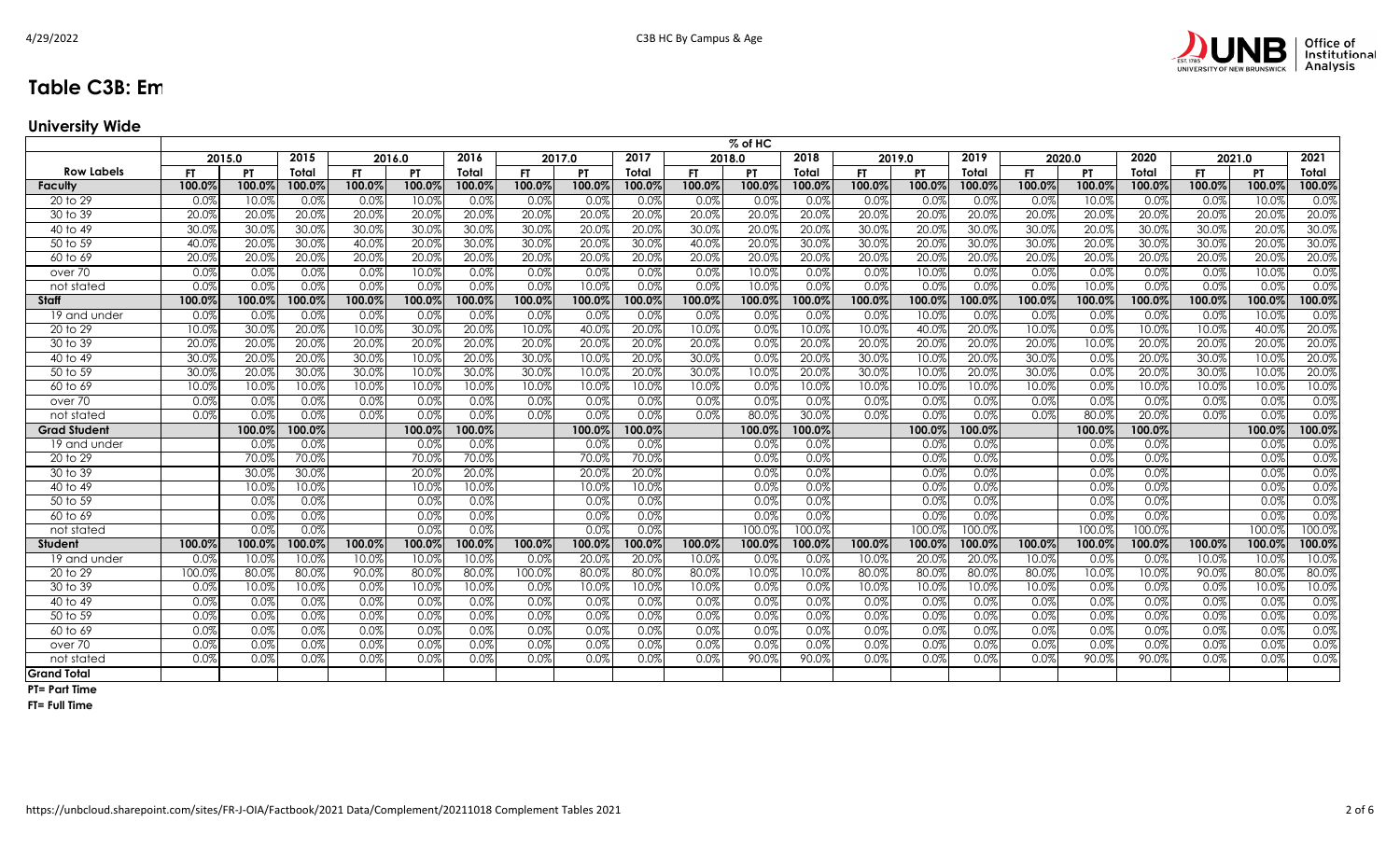# Table C3B: Em

## University Wide

| | % of HC | | | | | | | | | | | | | | | | | | | | |
|---|---|---|---|---|---|---|---|---|---|---|---|---|---|---|---|---|---|---|---|---|---|
| | 2015.0 | | 2015 | 2016.0 | | 2016 | 2017.0 | | 2017 | 2018.0 | | 2018 | 2019.0 | | 2019 | 2020.0 | | 2020 | 2021.0 | | 2021 |
| **Row Labels** | **FT** | **PT** | **Total** | **FT** | **PT** | **Total** | **FT** | **PT** | **Total** | **FT** | **PT** | **Total** | **FT** | **PT** | **Total** | **FT** | **PT** | **Total** | **FT** | **PT** | **Total** |
| **Faculty** | **100.0%** | **100.0%** | **100.0%** | **100.0%** | **100.0%** | **100.0%** | **100.0%** | **100.0%** | **100.0%** | **100.0%** | **100.0%** | **100.0%** | **100.0%** | **100.0%** | **100.0%** | **100.0%** | **100.0%** | **100.0%** | **100.0%** | **100.0%** | **100.0%** |
| 20 to 29 | 0.0% | 10.0% | 0.0% | 0.0% | 10.0% | 0.0% | 0.0% | 0.0% | 0.0% | 0.0% | 0.0% | 0.0% | 0.0% | 0.0% | 0.0% | 0.0% | 10.0% | 0.0% | 0.0% | 10.0% | 0.0% |
| 30 to 39 | 20.0% | 20.0% | 20.0% | 20.0% | 20.0% | 20.0% | 20.0% | 20.0% | 20.0% | 20.0% | 20.0% | 20.0% | 20.0% | 20.0% | 20.0% | 20.0% | 20.0% | 20.0% | 20.0% | 20.0% | 20.0% |
| 40 to 49 | 30.0% | 30.0% | 30.0% | 30.0% | 30.0% | 30.0% | 30.0% | 20.0% | 20.0% | 30.0% | 20.0% | 20.0% | 30.0% | 20.0% | 30.0% | 30.0% | 20.0% | 30.0% | 30.0% | 20.0% | 30.0% |
| 50 to 59 | 40.0% | 20.0% | 30.0% | 40.0% | 20.0% | 30.0% | 30.0% | 20.0% | 30.0% | 40.0% | 20.0% | 30.0% | 30.0% | 20.0% | 30.0% | 30.0% | 20.0% | 30.0% | 30.0% | 20.0% | 30.0% |
| 60 to 69 | 20.0% | 20.0% | 20.0% | 20.0% | 20.0% | 20.0% | 20.0% | 20.0% | 20.0% | 20.0% | 20.0% | 20.0% | 20.0% | 20.0% | 20.0% | 20.0% | 20.0% | 20.0% | 20.0% | 20.0% | 20.0% |
| over 70 | 0.0% | 0.0% | 0.0% | 0.0% | 10.0% | 0.0% | 0.0% | 0.0% | 0.0% | 0.0% | 10.0% | 0.0% | 0.0% | 10.0% | 0.0% | 0.0% | 0.0% | 0.0% | 0.0% | 10.0% | 0.0% |
| not stated | 0.0% | 0.0% | 0.0% | 0.0% | 0.0% | 0.0% | 0.0% | 10.0% | 0.0% | 0.0% | 10.0% | 0.0% | 0.0% | 0.0% | 0.0% | 0.0% | 10.0% | 0.0% | 0.0% | 0.0% | 0.0% |
| **Staff** | **100.0%** | **100.0%** | **100.0%** | **100.0%** | **100.0%** | **100.0%** | **100.0%** | **100.0%** | **100.0%** | **100.0%** | **100.0%** | **100.0%** | **100.0%** | **100.0%** | **100.0%** | **100.0%** | **100.0%** | **100.0%** | **100.0%** | **100.0%** | **100.0%** |
| 19 and under | 0.0% | 0.0% | 0.0% | 0.0% | 0.0% | 0.0% | 0.0% | 0.0% | 0.0% | 0.0% | 0.0% | 0.0% | 0.0% | 10.0% | 0.0% | 0.0% | 0.0% | 0.0% | 0.0% | 10.0% | 0.0% |
| 20 to 29 | 10.0% | 30.0% | 20.0% | 10.0% | 30.0% | 20.0% | 10.0% | 40.0% | 20.0% | 10.0% | 0.0% | 10.0% | 10.0% | 40.0% | 20.0% | 10.0% | 0.0% | 10.0% | 10.0% | 40.0% | 20.0% |
| 30 to 39 | 20.0% | 20.0% | 20.0% | 20.0% | 20.0% | 20.0% | 20.0% | 20.0% | 20.0% | 20.0% | 0.0% | 20.0% | 20.0% | 20.0% | 20.0% | 20.0% | 10.0% | 20.0% | 20.0% | 20.0% | 20.0% |
| 40 to 49 | 30.0% | 20.0% | 20.0% | 30.0% | 10.0% | 20.0% | 30.0% | 10.0% | 20.0% | 30.0% | 0.0% | 20.0% | 30.0% | 10.0% | 20.0% | 30.0% | 0.0% | 20.0% | 30.0% | 10.0% | 20.0% |
| 50 to 59 | 30.0% | 20.0% | 30.0% | 30.0% | 10.0% | 30.0% | 30.0% | 10.0% | 20.0% | 30.0% | 10.0% | 20.0% | 30.0% | 10.0% | 20.0% | 30.0% | 0.0% | 20.0% | 30.0% | 10.0% | 20.0% |
| 60 to 69 | 10.0% | 10.0% | 10.0% | 10.0% | 10.0% | 10.0% | 10.0% | 10.0% | 10.0% | 10.0% | 0.0% | 10.0% | 10.0% | 10.0% | 10.0% | 10.0% | 0.0% | 10.0% | 10.0% | 10.0% | 10.0% |
| over 70 | 0.0% | 0.0% | 0.0% | 0.0% | 0.0% | 0.0% | 0.0% | 0.0% | 0.0% | 0.0% | 0.0% | 0.0% | 0.0% | 0.0% | 0.0% | 0.0% | 0.0% | 0.0% | 0.0% | 0.0% | 0.0% |
| not stated | 0.0% | 0.0% | 0.0% | 0.0% | 0.0% | 0.0% | 0.0% | 0.0% | 0.0% | 0.0% | 80.0% | 30.0% | 0.0% | 0.0% | 0.0% | 0.0% | 80.0% | 20.0% | 0.0% | 0.0% | 0.0% |
| **Grad Student** | | **100.0%** | **100.0%** | | **100.0%** | **100.0%** | | **100.0%** | **100.0%** | | **100.0%** | **100.0%** | | **100.0%** | **100.0%** | | **100.0%** | **100.0%** | | **100.0%** | **100.0%** |
| 19 and under | | 0.0% | 0.0% | | 0.0% | 0.0% | | 0.0% | 0.0% | | 0.0% | 0.0% | | 0.0% | 0.0% | | 0.0% | 0.0% | | 0.0% | 0.0% |
| 20 to 29 | | 70.0% | 70.0% | | 70.0% | 70.0% | | 70.0% | 70.0% | | 0.0% | 0.0% | | 0.0% | 0.0% | | 0.0% | 0.0% | | 0.0% | 0.0% |
| 30 to 39 | | 30.0% | 30.0% | | 20.0% | 20.0% | | 20.0% | 20.0% | | 0.0% | 0.0% | | 0.0% | 0.0% | | 0.0% | 0.0% | | 0.0% | 0.0% |
| 40 to 49 | | 10.0% | 10.0% | | 10.0% | 10.0% | | 10.0% | 10.0% | | 0.0% | 0.0% | | 0.0% | 0.0% | | 0.0% | 0.0% | | 0.0% | 0.0% |
| 50 to 59 | | 0.0% | 0.0% | | 0.0% | 0.0% | | 0.0% | 0.0% | | 0.0% | 0.0% | | 0.0% | 0.0% | | 0.0% | 0.0% | | 0.0% | 0.0% |
| 60 to 69 | | 0.0% | 0.0% | | 0.0% | 0.0% | | 0.0% | 0.0% | | 0.0% | 0.0% | | 0.0% | 0.0% | | 0.0% | 0.0% | | 0.0% | 0.0% |
| not stated | | 0.0% | 0.0% | | 0.0% | 0.0% | | 0.0% | 0.0% | | 100.0% | 100.0% | | 100.0% | 100.0% | | 100.0% | 100.0% | | 100.0% | 100.0% |
| **Student** | **100.0%** | **100.0%** | **100.0%** | **100.0%** | **100.0%** | **100.0%** | **100.0%** | **100.0%** | **100.0%** | **100.0%** | **100.0%** | **100.0%** | **100.0%** | **100.0%** | **100.0%** | **100.0%** | **100.0%** | **100.0%** | **100.0%** | **100.0%** | **100.0%** |
| 19 and under | 0.0% | 10.0% | 10.0% | 10.0% | 10.0% | 10.0% | 0.0% | 20.0% | 20.0% | 10.0% | 0.0% | 0.0% | 10.0% | 20.0% | 20.0% | 10.0% | 0.0% | 0.0% | 10.0% | 10.0% | 10.0% |
| 20 to 29 | 100.0% | 80.0% | 80.0% | 90.0% | 80.0% | 80.0% | 100.0% | 80.0% | 80.0% | 80.0% | 10.0% | 10.0% | 80.0% | 80.0% | 80.0% | 80.0% | 10.0% | 10.0% | 90.0% | 80.0% | 80.0% |
| 30 to 39 | 0.0% | 10.0% | 10.0% | 0.0% | 10.0% | 10.0% | 0.0% | 10.0% | 10.0% | 10.0% | 0.0% | 0.0% | 10.0% | 10.0% | 10.0% | 10.0% | 0.0% | 0.0% | 0.0% | 10.0% | 10.0% |
| 40 to 49 | 0.0% | 0.0% | 0.0% | 0.0% | 0.0% | 0.0% | 0.0% | 0.0% | 0.0% | 0.0% | 0.0% | 0.0% | 0.0% | 0.0% | 0.0% | 0.0% | 0.0% | 0.0% | 0.0% | 0.0% | 0.0% |
| 50 to 59 | 0.0% | 0.0% | 0.0% | 0.0% | 0.0% | 0.0% | 0.0% | 0.0% | 0.0% | 0.0% | 0.0% | 0.0% | 0.0% | 0.0% | 0.0% | 0.0% | 0.0% | 0.0% | 0.0% | 0.0% | 0.0% |
| 60 to 69 | 0.0% | 0.0% | 0.0% | 0.0% | 0.0% | 0.0% | 0.0% | 0.0% | 0.0% | 0.0% | 0.0% | 0.0% | 0.0% | 0.0% | 0.0% | 0.0% | 0.0% | 0.0% | 0.0% | 0.0% | 0.0% |
| over 70 | 0.0% | 0.0% | 0.0% | 0.0% | 0.0% | 0.0% | 0.0% | 0.0% | 0.0% | 0.0% | 0.0% | 0.0% | 0.0% | 0.0% | 0.0% | 0.0% | 0.0% | 0.0% | 0.0% | 0.0% | 0.0% |
| not stated | 0.0% | 0.0% | 0.0% | 0.0% | 0.0% | 0.0% | 0.0% | 0.0% | 0.0% | 0.0% | 90.0% | 90.0% | 0.0% | 0.0% | 0.0% | 0.0% | 90.0% | 90.0% | 0.0% | 0.0% | 0.0% |
| **Grand Total** | | | | | | | | | | | | | | | | | | | | | |

**PT= Part Time**

**FT= Full Time**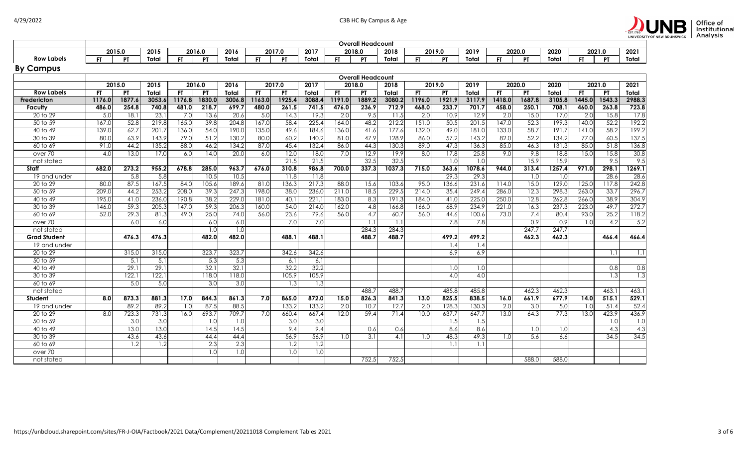## By Campus

| | Overall Headcount | | | | | | | | | | | | | | | | | | | | | | | |
|---|---|---|---|---|---|---|---|---|---|---|---|---|---|---|---|---|---|---|---|---|---|---|---|---|
| | 2015.0 | | 2015 | 2016.0 | | 2016 | 2017.0 | | 2017 | 2018.0 | | 2018 | 2019.0 | | 2019 | 2020.0 | | 2020 | 2021.0 | | 2021 |
| **Row Labels** | **FT** | **PT** | **Total** | **FT** | **PT** | **Total** | **FT** | **PT** | **Total** | **FT** | **PT** | **Total** | **FT** | **PT** | **Total** | **FT** | **PT** | **Total** | **FT** | **PT** | **Total** | **FT** | **PT** | **Total** |
| **Fredericton** | **1176.0** | **1877.6** | **3053.6** | **1176.8** | **1830.0** | **3006.8** | **1163.0** | **1925.4** | **3088.4** | **1191.0** | **1889.2** | **3080.2** | **1196.0** | **1921.9** | **3117.9** | **1418.0** | **1687.8** | **3105.8** | **1445.0** | **1543.3** | **2988.3** |
| **Faculty** | **486.0** | **254.8** | **740.8** | **481.0** | **218.7** | **699.7** | **480.0** | **261.5** | **741.5** | **476.0** | **236.9** | **712.9** | **468.0** | **233.7** | **701.7** | **458.0** | **250.1** | **708.1** | **460.0** | **263.8** | **723.8** |
| 20 to 29 | 5.0 | 18.1 | 23.1 | 7.0 | 13.6 | 20.6 | 5.0 | 14.3 | 19.3 | 2.0 | 9.5 | 11.5 | 2.0 | 10.9 | 12.9 | 2.0 | 15.0 | 17.0 | 2.0 | 15.8 | 17.8 |
| 50 to 59 | 167.0 | 52.8 | 219.8 | 165.0 | 39.8 | 204.8 | 167.0 | 58.4 | 225.4 | 164.0 | 48.2 | 212.2 | 151.0 | 50.5 | 201.5 | 147.0 | 52.3 | 199.3 | 140.0 | 52.2 | 192.2 |
| 40 to 49 | 139.0 | 62.7 | 201.7 | 136.0 | 54.0 | 190.0 | 135.0 | 49.6 | 184.6 | 136.0 | 41.6 | 177.6 | 132.0 | 49.0 | 181.0 | 133.0 | 58.7 | 191.7 | 141.0 | 58.2 | 199.2 |
| 30 to 39 | 80.0 | 63.9 | 143.9 | 79.0 | 51.2 | 130.2 | 80.0 | 60.2 | 140.2 | 81.0 | 47.9 | 128.9 | 86.0 | 57.2 | 143.2 | 82.0 | 52.2 | 134.2 | 77.0 | 60.5 | 137.5 |
| 60 to 69 | 91.0 | 44.2 | 135.2 | 88.0 | 46.2 | 134.2 | 87.0 | 45.4 | 132.4 | 86.0 | 44.3 | 130.3 | 89.0 | 47.3 | 136.3 | 85.0 | 46.3 | 131.3 | 85.0 | 51.8 | 136.8 |
| over 70 | 4.0 | 13.0 | 17.0 | 6.0 | 14.0 | 20.0 | 6.0 | 12.0 | 18.0 | 7.0 | 12.9 | 19.9 | 8.0 | 17.8 | 25.8 | 9.0 | 9.8 | 18.8 | 15.0 | 15.8 | 30.8 |
| not stated | | | | | | | | 21.5 | 21.5 | | 32.5 | 32.5 | | 1.0 | 1.0 | | 15.9 | 15.9 | | 9.5 | 9.5 |
| **Staff** | **682.0** | **273.2** | **955.2** | **678.8** | **285.0** | **963.7** | **676.0** | **310.8** | **986.8** | **700.0** | **337.3** | **1037.3** | **715.0** | **363.6** | **1078.6** | **944.0** | **313.4** | **1257.4** | **971.0** | **298.1** | **1269.1** |
| 19 and under | | 5.8 | 5.8 | | 10.5 | 10.5 | | 11.8 | 11.8 | | | | | 29.3 | 29.3 | | 1.0 | 1.0 | | 28.6 | 28.6 |
| 20 to 29 | 80.0 | 87.5 | 167.5 | 84.0 | 105.6 | 189.6 | 81.0 | 136.3 | 217.3 | 88.0 | 15.6 | 103.6 | 95.0 | 136.6 | 231.6 | 114.0 | 15.0 | 129.0 | 125.0 | 117.8 | 242.8 |
| 50 to 59 | 209.0 | 44.2 | 253.2 | 208.0 | 39.3 | 247.3 | 198.0 | 38.0 | 236.0 | 211.0 | 18.5 | 229.5 | 214.0 | 35.4 | 249.4 | 286.0 | 12.3 | 298.3 | 263.0 | 33.7 | 296.7 |
| 40 to 49 | 195.0 | 41.0 | 236.0 | 190.8 | 38.2 | 229.0 | 181.0 | 40.1 | 221.1 | 183.0 | 8.3 | 191.3 | 184.0 | 41.0 | 225.0 | 250.0 | 12.8 | 262.8 | 266.0 | 38.9 | 304.9 |
| 30 to 39 | 146.0 | 59.3 | 205.3 | 147.0 | 59.3 | 206.3 | 160.0 | 54.0 | 214.0 | 162.0 | 4.8 | 166.8 | 166.0 | 68.9 | 234.9 | 221.0 | 16.3 | 237.3 | 223.0 | 49.7 | 272.7 |
| 60 to 69 | 52.0 | 29.3 | 81.3 | 49.0 | 25.0 | 74.0 | 56.0 | 23.6 | 79.6 | 56.0 | 4.7 | 60.7 | 56.0 | 44.6 | 100.6 | 73.0 | 7.4 | 80.4 | 93.0 | 25.2 | 118.2 |
| over 70 | | 6.0 | 6.0 | | 6.0 | 6.0 | | 7.0 | 7.0 | | 1.1 | 1.1 | | 7.8 | 7.8 | | 0.9 | 0.9 | 1.0 | 4.2 | 5.2 |
| not stated | | | | | 1.0 | 1.0 | | | | | 284.3 | 284.3 | | | | | 247.7 | 247.7 | | | |
| **Grad Student** | | **476.3** | **476.3** | | **482.0** | **482.0** | | **488.1** | **488.1** | | **488.7** | **488.7** | | **499.2** | **499.2** | | **462.3** | **462.3** | | **466.4** | **466.4** |
| 19 and under | | | | | | | | | | | | | | 1.4 | 1.4 | | | | | | |
| 20 to 29 | | 315.0 | 315.0 | | 323.7 | 323.7 | | 342.6 | 342.6 | | | | | 6.9 | 6.9 | | | | | 1.1 | 1.1 |
| 50 to 59 | | 5.1 | 5.1 | | 5.3 | 5.3 | | 6.1 | 6.1 | | | | | | | | | | | | |
| 40 to 49 | | 29.1 | 29.1 | | 32.1 | 32.1 | | 32.2 | 32.2 | | | | | 1.0 | 1.0 | | | | | 0.8 | 0.8 |
| 30 to 39 | | 122.1 | 122.1 | | 118.0 | 118.0 | | 105.9 | 105.9 | | | | | 4.0 | 4.0 | | | | | 1.3 | 1.3 |
| 60 to 69 | | 5.0 | 5.0 | | 3.0 | 3.0 | | 1.3 | 1.3 | | | | | | | | | | | | |
| not stated | | | | | | | | | | | 488.7 | 488.7 | | 485.8 | 485.8 | | 462.3 | 462.3 | | 463.1 | 463.1 |
| **Student** | **8.0** | **873.3** | **881.3** | **17.0** | **844.3** | **861.3** | **7.0** | **865.0** | **872.0** | **15.0** | **826.3** | **841.3** | **13.0** | **825.5** | **838.5** | **16.0** | **661.9** | **677.9** | **14.0** | **515.1** | **529.1** |
| 19 and under | | 89.2 | 89.2 | 1.0 | 87.5 | 88.5 | | 133.2 | 133.2 | 2.0 | 10.7 | 12.7 | 2.0 | 128.3 | 130.3 | 2.0 | 3.0 | 5.0 | 1.0 | 51.4 | 52.4 |
| 20 to 29 | 8.0 | 723.3 | 731.3 | 16.0 | 693.7 | 709.7 | 7.0 | 660.4 | 667.4 | 12.0 | 59.4 | 71.4 | 10.0 | 637.7 | 647.7 | 13.0 | 64.3 | 77.3 | 13.0 | 423.9 | 436.9 |
| 50 to 59 | | 3.0 | 3.0 | | 1.0 | 1.0 | | 3.0 | 3.0 | | | | | 1.5 | 1.5 | | | | | 1.0 | 1.0 |
| 40 to 49 | | 13.0 | 13.0 | | 14.5 | 14.5 | | 9.4 | 9.4 | | 0.6 | 0.6 | | 8.6 | 8.6 | | 1.0 | 1.0 | | 4.3 | 4.3 |
| 30 to 39 | | 43.6 | 43.6 | | 44.4 | 44.4 | | 56.9 | 56.9 | 1.0 | 3.1 | 4.1 | 1.0 | 48.3 | 49.3 | 1.0 | 5.6 | 6.6 | | 34.5 | 34.5 |
| 60 to 69 | | 1.2 | 1.2 | | 2.3 | 2.3 | | 1.2 | 1.2 | | | | | 1.1 | 1.1 | | | | | | |
| over 70 | | | | | 1.0 | 1.0 | | 1.0 | 1.0 | | | | | | | | | | | | |
| not stated | | | | | | | | | | | 752.5 | 752.5 | | | | | 588.0 | 588.0 | | | |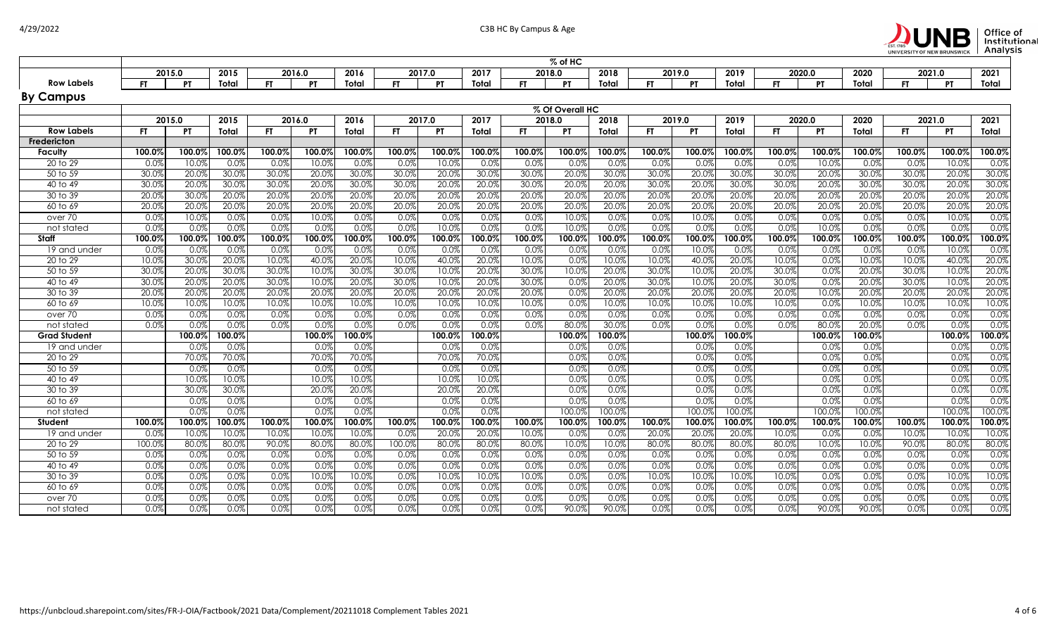| | % of HC | | | | | | | | | | | | | | | | | | | | |
|---|---|---|---|---|---|---|---|---|---|---|---|---|---|---|---|---|---|---|---|---|---|
| | 2015.0 | | 2015 | 2016.0 | | 2016 | 2017.0 | | 2017 | 2018.0 | | 2018 | 2019.0 | | 2019 | 2020.0 | | 2020 | 2021.0 | | 2021 |
| **Row Labels** | FT | PT | Total | FT | PT | Total | FT | PT | Total | FT | PT | Total | FT | PT | Total | FT | PT | Total | FT | PT | Total |

## By Campus

| | % Of Overall HC | | | | | | | | | | | | | | | | | | | | |
|---|---|---|---|---|---|---|---|---|---|---|---|---|---|---|---|---|---|---|---|---|---|
| | 2015.0 | | 2015 | 2016.0 | | 2016 | 2017.0 | | 2017 | 2018.0 | | 2018 | 2019.0 | | 2019 | 2020.0 | | 2020 | 2021.0 | | 2021 |
| **Row Labels** | FT | PT | Total | FT | PT | Total | FT | PT | Total | FT | PT | Total | FT | PT | Total | FT | PT | Total | FT | PT | Total |
| **Fredericton** | | | | | | | | | | | | | | | | | | | | | |
| **Faculty** | 100.0% | 100.0% | 100.0% | 100.0% | 100.0% | 100.0% | 100.0% | 100.0% | 100.0% | 100.0% | 100.0% | 100.0% | 100.0% | 100.0% | 100.0% | 100.0% | 100.0% | 100.0% | 100.0% | 100.0% | 100.0% |
| 20 to 29 | 0.0% | 10.0% | 0.0% | 0.0% | 10.0% | 0.0% | 0.0% | 10.0% | 0.0% | 0.0% | 0.0% | 0.0% | 0.0% | 0.0% | 0.0% | 0.0% | 10.0% | 0.0% | 0.0% | 10.0% | 0.0% |
| 50 to 59 | 30.0% | 20.0% | 30.0% | 30.0% | 20.0% | 30.0% | 30.0% | 20.0% | 30.0% | 30.0% | 20.0% | 30.0% | 30.0% | 20.0% | 30.0% | 30.0% | 20.0% | 30.0% | 30.0% | 20.0% | 30.0% |
| 40 to 49 | 30.0% | 20.0% | 30.0% | 30.0% | 20.0% | 30.0% | 30.0% | 20.0% | 30.0% | 30.0% | 20.0% | 20.0% | 30.0% | 20.0% | 30.0% | 30.0% | 20.0% | 30.0% | 30.0% | 20.0% | 30.0% |
| 30 to 39 | 20.0% | 30.0% | 20.0% | 20.0% | 20.0% | 20.0% | 20.0% | 20.0% | 20.0% | 20.0% | 20.0% | 20.0% | 20.0% | 20.0% | 20.0% | 20.0% | 20.0% | 20.0% | 20.0% | 20.0% | 20.0% |
| 60 to 69 | 20.0% | 20.0% | 20.0% | 20.0% | 20.0% | 20.0% | 20.0% | 20.0% | 20.0% | 20.0% | 20.0% | 20.0% | 20.0% | 20.0% | 20.0% | 20.0% | 20.0% | 20.0% | 20.0% | 20.0% | 20.0% |
| over 70 | 0.0% | 10.0% | 0.0% | 0.0% | 10.0% | 0.0% | 0.0% | 0.0% | 0.0% | 0.0% | 10.0% | 0.0% | 0.0% | 10.0% | 0.0% | 0.0% | 0.0% | 0.0% | 0.0% | 10.0% | 0.0% |
| not stated | 0.0% | 0.0% | 0.0% | 0.0% | 0.0% | 0.0% | 0.0% | 10.0% | 0.0% | 0.0% | 10.0% | 0.0% | 0.0% | 0.0% | 0.0% | 0.0% | 10.0% | 0.0% | 0.0% | 0.0% | 0.0% |
| **Staff** | 100.0% | 100.0% | 100.0% | 100.0% | 100.0% | 100.0% | 100.0% | 100.0% | 100.0% | 100.0% | 100.0% | 100.0% | 100.0% | 100.0% | 100.0% | 100.0% | 100.0% | 100.0% | 100.0% | 100.0% | 100.0% |
| 19 and under | 0.0% | 0.0% | 0.0% | 0.0% | 0.0% | 0.0% | 0.0% | 0.0% | 0.0% | 0.0% | 0.0% | 0.0% | 0.0% | 10.0% | 0.0% | 0.0% | 0.0% | 0.0% | 0.0% | 10.0% | 0.0% |
| 20 to 29 | 10.0% | 30.0% | 20.0% | 10.0% | 40.0% | 20.0% | 10.0% | 40.0% | 20.0% | 10.0% | 0.0% | 10.0% | 10.0% | 40.0% | 20.0% | 10.0% | 0.0% | 10.0% | 10.0% | 40.0% | 20.0% |
| 50 to 59 | 30.0% | 20.0% | 30.0% | 30.0% | 10.0% | 30.0% | 30.0% | 10.0% | 20.0% | 30.0% | 10.0% | 20.0% | 30.0% | 10.0% | 20.0% | 30.0% | 0.0% | 20.0% | 30.0% | 10.0% | 20.0% |
| 40 to 49 | 30.0% | 20.0% | 20.0% | 30.0% | 10.0% | 20.0% | 30.0% | 10.0% | 20.0% | 30.0% | 0.0% | 20.0% | 30.0% | 10.0% | 20.0% | 30.0% | 0.0% | 20.0% | 30.0% | 10.0% | 20.0% |
| 30 to 39 | 20.0% | 20.0% | 20.0% | 20.0% | 20.0% | 20.0% | 20.0% | 20.0% | 20.0% | 20.0% | 0.0% | 20.0% | 20.0% | 20.0% | 20.0% | 20.0% | 10.0% | 20.0% | 20.0% | 20.0% | 20.0% |
| 60 to 69 | 10.0% | 10.0% | 10.0% | 10.0% | 10.0% | 10.0% | 10.0% | 10.0% | 10.0% | 10.0% | 0.0% | 10.0% | 10.0% | 10.0% | 10.0% | 10.0% | 0.0% | 10.0% | 10.0% | 10.0% | 10.0% |
| over 70 | 0.0% | 0.0% | 0.0% | 0.0% | 0.0% | 0.0% | 0.0% | 0.0% | 0.0% | 0.0% | 0.0% | 0.0% | 0.0% | 0.0% | 0.0% | 0.0% | 0.0% | 0.0% | 0.0% | 0.0% | 0.0% |
| not stated | 0.0% | 0.0% | 0.0% | 0.0% | 0.0% | 0.0% | 0.0% | 0.0% | 0.0% | 0.0% | 80.0% | 30.0% | 0.0% | 0.0% | 0.0% | 0.0% | 80.0% | 20.0% | 0.0% | 0.0% | 0.0% |
| **Grad Student** | | 100.0% | 100.0% | | 100.0% | 100.0% | | 100.0% | 100.0% | | 100.0% | 100.0% | | 100.0% | 100.0% | | 100.0% | 100.0% | | 100.0% | 100.0% |
| 19 and under | | 0.0% | 0.0% | | 0.0% | 0.0% | | 0.0% | 0.0% | | 0.0% | 0.0% | | 0.0% | 0.0% | | 0.0% | 0.0% | | 0.0% | 0.0% |
| 20 to 29 | | 70.0% | 70.0% | | 70.0% | 70.0% | | 70.0% | 70.0% | | 0.0% | 0.0% | | 0.0% | 0.0% | | 0.0% | 0.0% | | 0.0% | 0.0% |
| 50 to 59 | | 0.0% | 0.0% | | 0.0% | 0.0% | | 0.0% | 0.0% | | 0.0% | 0.0% | | 0.0% | 0.0% | | 0.0% | 0.0% | | 0.0% | 0.0% |
| 40 to 49 | | 10.0% | 10.0% | | 10.0% | 10.0% | | 10.0% | 10.0% | | 0.0% | 0.0% | | 0.0% | 0.0% | | 0.0% | 0.0% | | 0.0% | 0.0% |
| 30 to 39 | | 30.0% | 30.0% | | 20.0% | 20.0% | | 20.0% | 20.0% | | 0.0% | 0.0% | | 0.0% | 0.0% | | 0.0% | 0.0% | | 0.0% | 0.0% |
| 60 to 69 | | 0.0% | 0.0% | | 0.0% | 0.0% | | 0.0% | 0.0% | | 0.0% | 0.0% | | 0.0% | 0.0% | | 0.0% | 0.0% | | 0.0% | 0.0% |
| not stated | | 0.0% | 0.0% | | 0.0% | 0.0% | | 0.0% | 0.0% | | 100.0% | 100.0% | | 100.0% | 100.0% | | 100.0% | 100.0% | | 100.0% | 100.0% |
| **Student** | 100.0% | 100.0% | 100.0% | 100.0% | 100.0% | 100.0% | 100.0% | 100.0% | 100.0% | 100.0% | 100.0% | 100.0% | 100.0% | 100.0% | 100.0% | 100.0% | 100.0% | 100.0% | 100.0% | 100.0% | 100.0% |
| 19 and under | 0.0% | 10.0% | 10.0% | 10.0% | 10.0% | 10.0% | 0.0% | 20.0% | 20.0% | 10.0% | 0.0% | 0.0% | 20.0% | 20.0% | 20.0% | 10.0% | 0.0% | 0.0% | 10.0% | 10.0% | 10.0% |
| 20 to 29 | 100.0% | 80.0% | 80.0% | 90.0% | 80.0% | 80.0% | 100.0% | 80.0% | 80.0% | 80.0% | 10.0% | 10.0% | 80.0% | 80.0% | 80.0% | 80.0% | 10.0% | 10.0% | 90.0% | 80.0% | 80.0% |
| 50 to 59 | 0.0% | 0.0% | 0.0% | 0.0% | 0.0% | 0.0% | 0.0% | 0.0% | 0.0% | 0.0% | 0.0% | 0.0% | 0.0% | 0.0% | 0.0% | 0.0% | 0.0% | 0.0% | 0.0% | 0.0% | 0.0% |
| 40 to 49 | 0.0% | 0.0% | 0.0% | 0.0% | 0.0% | 0.0% | 0.0% | 0.0% | 0.0% | 0.0% | 0.0% | 0.0% | 0.0% | 0.0% | 0.0% | 0.0% | 0.0% | 0.0% | 0.0% | 0.0% | 0.0% |
| 30 to 39 | 0.0% | 0.0% | 0.0% | 0.0% | 10.0% | 10.0% | 0.0% | 10.0% | 10.0% | 10.0% | 0.0% | 0.0% | 10.0% | 10.0% | 10.0% | 10.0% | 0.0% | 0.0% | 0.0% | 10.0% | 10.0% |
| 60 to 69 | 0.0% | 0.0% | 0.0% | 0.0% | 0.0% | 0.0% | 0.0% | 0.0% | 0.0% | 0.0% | 0.0% | 0.0% | 0.0% | 0.0% | 0.0% | 0.0% | 0.0% | 0.0% | 0.0% | 0.0% | 0.0% |
| over 70 | 0.0% | 0.0% | 0.0% | 0.0% | 0.0% | 0.0% | 0.0% | 0.0% | 0.0% | 0.0% | 0.0% | 0.0% | 0.0% | 0.0% | 0.0% | 0.0% | 0.0% | 0.0% | 0.0% | 0.0% | 0.0% |
| not stated | 0.0% | 0.0% | 0.0% | 0.0% | 0.0% | 0.0% | 0.0% | 0.0% | 0.0% | 0.0% | 90.0% | 90.0% | 0.0% | 0.0% | 0.0% | 0.0% | 90.0% | 90.0% | 0.0% | 0.0% | 0.0% |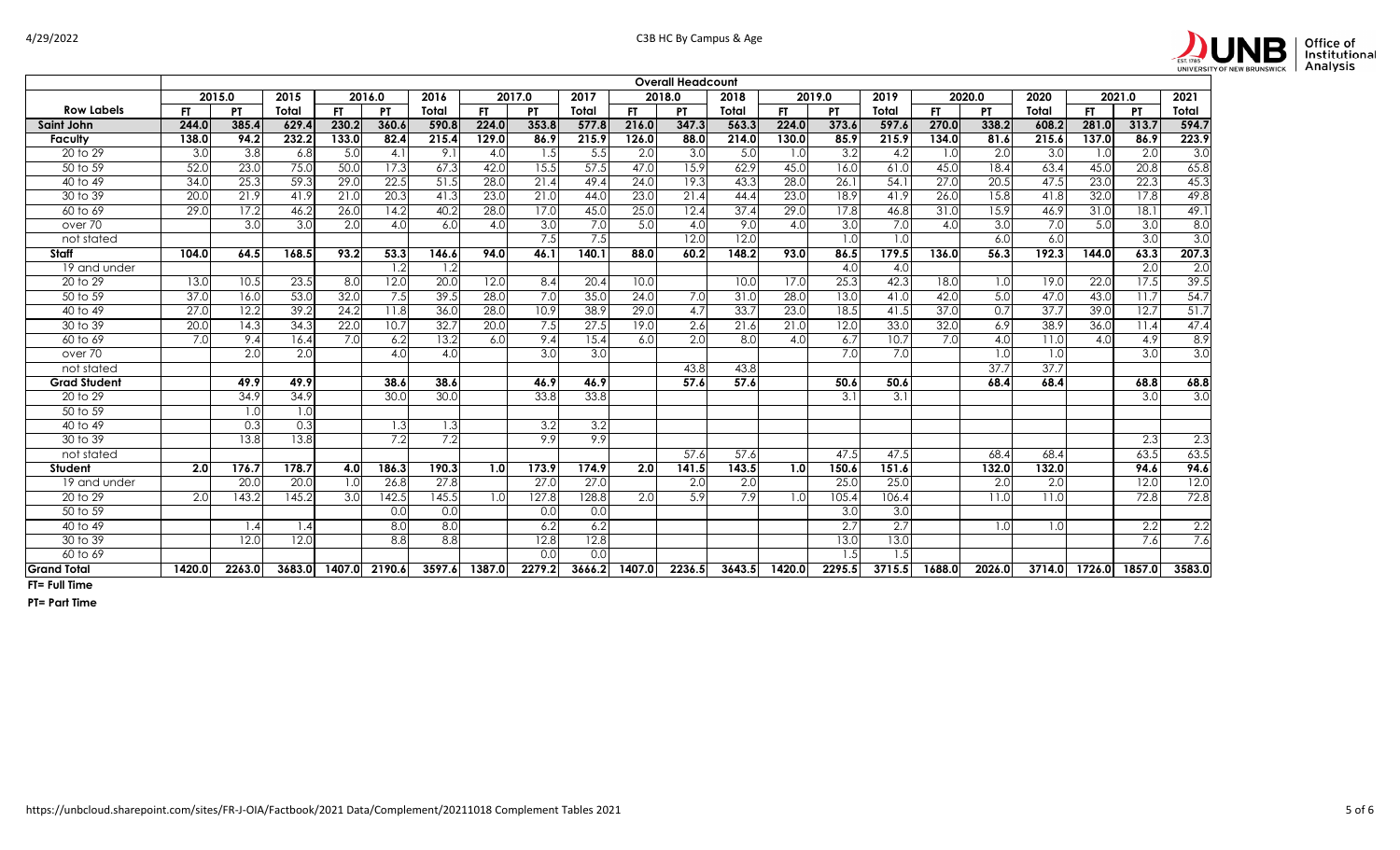| | Overall Headcount | | | | | | | | | | | | | | | | | | | | | | | | | |
|---|---|---|---|---|---|---|---|---|---|---|---|---|---|---|---|---|---|---|---|---|---|
| | 2015.0 | | 2015 | 2016.0 | | 2016 | 2017.0 | | 2017 | 2018.0 | | 2018 | 2019.0 | | 2019 | 2020.0 | | 2020 | 2021.0 | | 2021 |
| **Row Labels** | **FT** | **PT** | **Total** | **FT** | **PT** | **Total** | **FT** | **PT** | **Total** | **FT** | **PT** | **Total** | **FT** | **PT** | **Total** | **FT** | **PT** | **Total** | **FT** | **PT** | **Total** |
| **Saint John** | **244.0** | **385.4** | **629.4** | **230.2** | **360.6** | **590.8** | **224.0** | **353.8** | **577.8** | **216.0** | **347.3** | **563.3** | **224.0** | **373.6** | **597.6** | **270.0** | **338.2** | **608.2** | **281.0** | **313.7** | **594.7** |
| **Faculty** | **138.0** | **94.2** | **232.2** | **133.0** | **82.4** | **215.4** | **129.0** | **86.9** | **215.9** | **126.0** | **88.0** | **214.0** | **130.0** | **85.9** | **215.9** | **134.0** | **81.6** | **215.6** | **137.0** | **86.9** | **223.9** |
| 20 to 29 | 3.0 | 3.8 | 6.8 | 5.0 | 4.1 | 9.1 | 4.0 | 1.5 | 5.5 | 2.0 | 3.0 | 5.0 | 1.0 | 3.2 | 4.2 | 1.0 | 2.0 | 3.0 | 1.0 | 2.0 | 3.0 |
| 50 to 59 | 52.0 | 23.0 | 75.0 | 50.0 | 17.3 | 67.3 | 42.0 | 15.5 | 57.5 | 47.0 | 15.9 | 62.9 | 45.0 | 16.0 | 61.0 | 45.0 | 18.4 | 63.4 | 45.0 | 20.8 | 65.8 |
| 40 to 49 | 34.0 | 25.3 | 59.3 | 29.0 | 22.5 | 51.5 | 28.0 | 21.4 | 49.4 | 24.0 | 19.3 | 43.3 | 28.0 | 26.1 | 54.1 | 27.0 | 20.5 | 47.5 | 23.0 | 22.3 | 45.3 |
| 30 to 39 | 20.0 | 21.9 | 41.9 | 21.0 | 20.3 | 41.3 | 23.0 | 21.0 | 44.0 | 23.0 | 21.4 | 44.4 | 23.0 | 18.9 | 41.9 | 26.0 | 15.8 | 41.8 | 32.0 | 17.8 | 49.8 |
| 60 to 69 | 29.0 | 17.2 | 46.2 | 26.0 | 14.2 | 40.2 | 28.0 | 17.0 | 45.0 | 25.0 | 12.4 | 37.4 | 29.0 | 17.8 | 46.8 | 31.0 | 15.9 | 46.9 | 31.0 | 18.1 | 49.1 |
| over 70 | | 3.0 | 3.0 | 2.0 | 4.0 | 6.0 | 4.0 | 3.0 | 7.0 | 5.0 | 4.0 | 9.0 | 4.0 | 3.0 | 7.0 | 4.0 | 3.0 | 7.0 | 5.0 | 3.0 | 8.0 |
| not stated | | | | | | | | 7.5 | 7.5 | | 12.0 | 12.0 | | 1.0 | 1.0 | | 6.0 | 6.0 | | 3.0 | 3.0 |
| **Staff** | **104.0** | **64.5** | **168.5** | **93.2** | **53.3** | **146.6** | **94.0** | **46.1** | **140.1** | **88.0** | **60.2** | **148.2** | **93.0** | **86.5** | **179.5** | **136.0** | **56.3** | **192.3** | **144.0** | **63.3** | **207.3** |
| 19 and under | | | | | 1.2 | 1.2 | | | | | | | | 4.0 | 4.0 | | | | | 2.0 | 2.0 |
| 20 to 29 | 13.0 | 10.5 | 23.5 | 8.0 | 12.0 | 20.0 | 12.0 | 8.4 | 20.4 | 10.0 | | 10.0 | 17.0 | 25.3 | 42.3 | 18.0 | 1.0 | 19.0 | 22.0 | 17.5 | 39.5 |
| 50 to 59 | 37.0 | 16.0 | 53.0 | 32.0 | 7.5 | 39.5 | 28.0 | 7.0 | 35.0 | 24.0 | 7.0 | 31.0 | 28.0 | 13.0 | 41.0 | 42.0 | 5.0 | 47.0 | 43.0 | 11.7 | 54.7 |
| 40 to 49 | 27.0 | 12.2 | 39.2 | 24.2 | 11.8 | 36.0 | 28.0 | 10.9 | 38.9 | 29.0 | 4.7 | 33.7 | 23.0 | 18.5 | 41.5 | 37.0 | 0.7 | 37.7 | 39.0 | 12.7 | 51.7 |
| 30 to 39 | 20.0 | 14.3 | 34.3 | 22.0 | 10.7 | 32.7 | 20.0 | 7.5 | 27.5 | 19.0 | 2.6 | 21.6 | 21.0 | 12.0 | 33.0 | 32.0 | 6.9 | 38.9 | 36.0 | 11.4 | 47.4 |
| 60 to 69 | 7.0 | 9.4 | 16.4 | 7.0 | 6.2 | 13.2 | 6.0 | 9.4 | 15.4 | 6.0 | 2.0 | 8.0 | 4.0 | 6.7 | 10.7 | 7.0 | 4.0 | 11.0 | 4.0 | 4.9 | 8.9 |
| over 70 | | 2.0 | 2.0 | | 4.0 | 4.0 | | 3.0 | 3.0 | | | | | 7.0 | 7.0 | | 1.0 | 1.0 | | 3.0 | 3.0 |
| not stated | | | | | | | | | | | 43.8 | 43.8 | | | | | 37.7 | 37.7 | | | |
| **Grad Student** | | **49.9** | **49.9** | | **38.6** | **38.6** | | **46.9** | **46.9** | | **57.6** | **57.6** | | **50.6** | **50.6** | | **68.4** | **68.4** | | **68.8** | **68.8** |
| 20 to 29 | | 34.9 | 34.9 | | 30.0 | 30.0 | | 33.8 | 33.8 | | | | | 3.1 | 3.1 | | | | | 3.0 | 3.0 |
| 50 to 59 | | 1.0 | 1.0 | | | | | | | | | | | | | | | | | | |
| 40 to 49 | | 0.3 | 0.3 | | 1.3 | 1.3 | | 3.2 | 3.2 | | | | | | | | | | | | |
| 30 to 39 | | 13.8 | 13.8 | | 7.2 | 7.2 | | 9.9 | 9.9 | | | | | | | | | | | 2.3 | 2.3 |
| not stated | | | | | | | | | | | 57.6 | 57.6 | | 47.5 | 47.5 | | 68.4 | 68.4 | | 63.5 | 63.5 |
| **Student** | **2.0** | **176.7** | **178.7** | **4.0** | **186.3** | **190.3** | **1.0** | **173.9** | **174.9** | **2.0** | **141.5** | **143.5** | **1.0** | **150.6** | **151.6** | | **132.0** | **132.0** | | **94.6** | **94.6** |
| 19 and under | | 20.0 | 20.0 | 1.0 | 26.8 | 27.8 | | 27.0 | 27.0 | | 2.0 | 2.0 | | 25.0 | 25.0 | | 2.0 | 2.0 | | 12.0 | 12.0 |
| 20 to 29 | 2.0 | 143.2 | 145.2 | 3.0 | 142.5 | 145.5 | 1.0 | 127.8 | 128.8 | 2.0 | 5.9 | 7.9 | 1.0 | 105.4 | 106.4 | | 11.0 | 11.0 | | 72.8 | 72.8 |
| 50 to 59 | | | | | 0.0 | 0.0 | | 0.0 | 0.0 | | | | | 3.0 | 3.0 | | | | | | |
| 40 to 49 | | 1.4 | 1.4 | | 8.0 | 8.0 | | 6.2 | 6.2 | | | | | 2.7 | 2.7 | | 1.0 | 1.0 | | 2.2 | 2.2 |
| 30 to 39 | | 12.0 | 12.0 | | 8.8 | 8.8 | | 12.8 | 12.8 | | | | | 13.0 | 13.0 | | | | | 7.6 | 7.6 |
| 60 to 69 | | | | | | | | 0.0 | 0.0 | | | | | 1.5 | 1.5 | | | | | | |
| **Grand Total** | **1420.0** | **2263.0** | **3683.0** | **1407.0** | **2190.6** | **3597.6** | **1387.0** | **2279.2** | **3666.2** | **1407.0** | **2236.5** | **3643.5** | **1420.0** | **2295.5** | **3715.5** | **1688.0** | **2026.0** | **3714.0** | **1726.0** | **1857.0** | **3583.0** |

**FT= Full Time**

**PT= Part Time**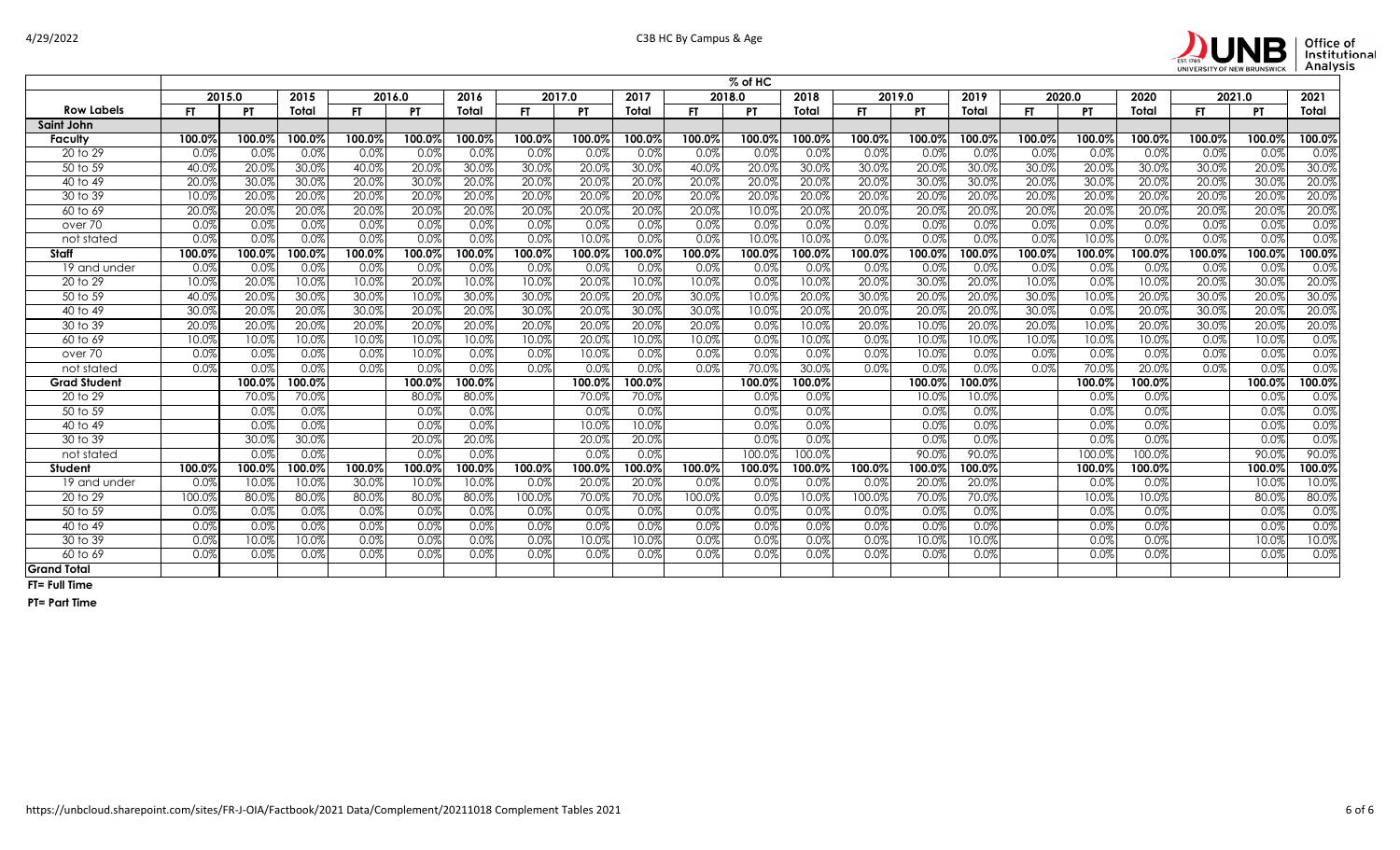|  | % of HC | | | | | | | | | | | | | | | | | | | | |
|---|---|---|---|---|---|---|---|---|---|---|---|---|---|---|---|---|---|---|---|---|---|
|  | 2015.0 | | 2015 | 2016.0 | | 2016 | 2017.0 | | 2017 | 2018.0 | | 2018 | 2019.0 | | 2019 | 2020.0 | | 2020 | 2021.0 | | 2021 |
| **Row Labels** | FT | PT | Total | FT | PT | Total | FT | PT | Total | FT | PT | Total | FT | PT | Total | FT | PT | Total | FT | PT | Total |
| **Saint John** | | | | | | | | | | | | | | | | | | | | | |
| **Faculty** | 100.0% | 100.0% | 100.0% | 100.0% | 100.0% | 100.0% | 100.0% | 100.0% | 100.0% | 100.0% | 100.0% | 100.0% | 100.0% | 100.0% | 100.0% | 100.0% | 100.0% | 100.0% | 100.0% | 100.0% | 100.0% |
| 20 to 29 | 0.0% | 0.0% | 0.0% | 0.0% | 0.0% | 0.0% | 0.0% | 0.0% | 0.0% | 0.0% | 0.0% | 0.0% | 0.0% | 0.0% | 0.0% | 0.0% | 0.0% | 0.0% | 0.0% | 0.0% | 0.0% |
| 50 to 59 | 40.0% | 20.0% | 30.0% | 40.0% | 20.0% | 30.0% | 30.0% | 20.0% | 30.0% | 40.0% | 20.0% | 30.0% | 30.0% | 20.0% | 30.0% | 30.0% | 20.0% | 30.0% | 30.0% | 20.0% | 30.0% |
| 40 to 49 | 20.0% | 30.0% | 30.0% | 20.0% | 30.0% | 20.0% | 20.0% | 20.0% | 20.0% | 20.0% | 20.0% | 20.0% | 20.0% | 30.0% | 30.0% | 20.0% | 30.0% | 20.0% | 20.0% | 30.0% | 20.0% |
| 30 to 39 | 10.0% | 20.0% | 20.0% | 20.0% | 20.0% | 20.0% | 20.0% | 20.0% | 20.0% | 20.0% | 20.0% | 20.0% | 20.0% | 20.0% | 20.0% | 20.0% | 20.0% | 20.0% | 20.0% | 20.0% | 20.0% |
| 60 to 69 | 20.0% | 20.0% | 20.0% | 20.0% | 20.0% | 20.0% | 20.0% | 20.0% | 20.0% | 20.0% | 10.0% | 20.0% | 20.0% | 20.0% | 20.0% | 20.0% | 20.0% | 20.0% | 20.0% | 20.0% | 20.0% |
| over 70 | 0.0% | 0.0% | 0.0% | 0.0% | 0.0% | 0.0% | 0.0% | 0.0% | 0.0% | 0.0% | 0.0% | 0.0% | 0.0% | 0.0% | 0.0% | 0.0% | 0.0% | 0.0% | 0.0% | 0.0% | 0.0% |
| not stated | 0.0% | 0.0% | 0.0% | 0.0% | 0.0% | 0.0% | 0.0% | 10.0% | 0.0% | 0.0% | 10.0% | 10.0% | 0.0% | 0.0% | 0.0% | 0.0% | 10.0% | 0.0% | 0.0% | 0.0% | 0.0% |
| **Staff** | 100.0% | 100.0% | 100.0% | 100.0% | 100.0% | 100.0% | 100.0% | 100.0% | 100.0% | 100.0% | 100.0% | 100.0% | 100.0% | 100.0% | 100.0% | 100.0% | 100.0% | 100.0% | 100.0% | 100.0% | 100.0% |
| 19 and under | 0.0% | 0.0% | 0.0% | 0.0% | 0.0% | 0.0% | 0.0% | 0.0% | 0.0% | 0.0% | 0.0% | 0.0% | 0.0% | 0.0% | 0.0% | 0.0% | 0.0% | 0.0% | 0.0% | 0.0% | 0.0% |
| 20 to 29 | 10.0% | 20.0% | 10.0% | 10.0% | 20.0% | 10.0% | 10.0% | 20.0% | 10.0% | 10.0% | 0.0% | 10.0% | 20.0% | 30.0% | 20.0% | 10.0% | 0.0% | 10.0% | 20.0% | 30.0% | 20.0% |
| 50 to 59 | 40.0% | 30.0% | 30.0% | 30.0% | 10.0% | 30.0% | 30.0% | 20.0% | 20.0% | 30.0% | 10.0% | 20.0% | 30.0% | 20.0% | 20.0% | 30.0% | 10.0% | 20.0% | 30.0% | 20.0% | 30.0% |
| 40 to 49 | 30.0% | 20.0% | 20.0% | 30.0% | 20.0% | 20.0% | 30.0% | 20.0% | 30.0% | 30.0% | 10.0% | 20.0% | 20.0% | 20.0% | 20.0% | 30.0% | 0.0% | 20.0% | 30.0% | 20.0% | 20.0% |
| 30 to 39 | 20.0% | 20.0% | 20.0% | 20.0% | 20.0% | 20.0% | 20.0% | 20.0% | 20.0% | 20.0% | 0.0% | 10.0% | 20.0% | 10.0% | 20.0% | 20.0% | 10.0% | 20.0% | 30.0% | 20.0% | 20.0% |
| 60 to 69 | 10.0% | 10.0% | 10.0% | 10.0% | 10.0% | 10.0% | 10.0% | 20.0% | 10.0% | 10.0% | 0.0% | 10.0% | 0.0% | 10.0% | 10.0% | 10.0% | 10.0% | 10.0% | 0.0% | 10.0% | 0.0% |
| over 70 | 0.0% | 0.0% | 0.0% | 0.0% | 10.0% | 0.0% | 0.0% | 10.0% | 0.0% | 0.0% | 0.0% | 0.0% | 0.0% | 10.0% | 0.0% | 0.0% | 0.0% | 0.0% | 0.0% | 0.0% | 0.0% |
| not stated | 0.0% | 0.0% | 0.0% | 0.0% | 0.0% | 0.0% | 0.0% | 0.0% | 0.0% | 0.0% | 70.0% | 30.0% | 0.0% | 0.0% | 0.0% | 0.0% | 70.0% | 20.0% | 0.0% | 0.0% | 0.0% |
| **Grad Student** | | 100.0% | 100.0% | | 100.0% | 100.0% | | 100.0% | 100.0% | | 100.0% | 100.0% | | 100.0% | 100.0% | | 100.0% | 100.0% | | 100.0% | 100.0% |
| 20 to 29 | | 70.0% | 70.0% | | 80.0% | 80.0% | | 70.0% | 70.0% | | 0.0% | 0.0% | | 10.0% | 10.0% | | 0.0% | 0.0% | | 0.0% | 0.0% |
| 50 to 59 | | 0.0% | 0.0% | | 0.0% | 0.0% | | 0.0% | 0.0% | | 0.0% | 0.0% | | 0.0% | 0.0% | | 0.0% | 0.0% | | 0.0% | 0.0% |
| 40 to 49 | | 0.0% | 0.0% | | 0.0% | 0.0% | | 10.0% | 10.0% | | 0.0% | 0.0% | | 0.0% | 0.0% | | 0.0% | 0.0% | | 0.0% | 0.0% |
| 30 to 39 | | 30.0% | 30.0% | | 20.0% | 20.0% | | 20.0% | 20.0% | | 0.0% | 0.0% | | 0.0% | 0.0% | | 0.0% | 0.0% | | 0.0% | 0.0% |
| not stated | | 0.0% | 0.0% | | 0.0% | 0.0% | | 0.0% | 0.0% | | 100.0% | 100.0% | | 90.0% | 90.0% | | 100.0% | 100.0% | | 90.0% | 90.0% |
| **Student** | 100.0% | 100.0% | 100.0% | 100.0% | 100.0% | 100.0% | 100.0% | 100.0% | 100.0% | 100.0% | 100.0% | 100.0% | 100.0% | 100.0% | 100.0% | | 100.0% | 100.0% | | 100.0% | 100.0% |
| 19 and under | 0.0% | 10.0% | 10.0% | 30.0% | 10.0% | 10.0% | 0.0% | 20.0% | 20.0% | 0.0% | 0.0% | 0.0% | 0.0% | 20.0% | 20.0% | | 0.0% | 0.0% | | 10.0% | 10.0% |
| 20 to 29 | 100.0% | 80.0% | 80.0% | 80.0% | 80.0% | 80.0% | 100.0% | 70.0% | 70.0% | 100.0% | 0.0% | 10.0% | 100.0% | 70.0% | 70.0% | | 10.0% | 10.0% | | 80.0% | 80.0% |
| 50 to 59 | 0.0% | 0.0% | 0.0% | 0.0% | 0.0% | 0.0% | 0.0% | 0.0% | 0.0% | 0.0% | 0.0% | 0.0% | 0.0% | 0.0% | 0.0% | | 0.0% | 0.0% | | 0.0% | 0.0% |
| 40 to 49 | 0.0% | 0.0% | 0.0% | 0.0% | 0.0% | 0.0% | 0.0% | 0.0% | 0.0% | 0.0% | 0.0% | 0.0% | 0.0% | 0.0% | 0.0% | | 0.0% | 0.0% | | 0.0% | 0.0% |
| 30 to 39 | 0.0% | 10.0% | 10.0% | 0.0% | 0.0% | 0.0% | 0.0% | 10.0% | 10.0% | 0.0% | 0.0% | 0.0% | 0.0% | 10.0% | 10.0% | | 0.0% | 0.0% | | 10.0% | 10.0% |
| 60 to 69 | 0.0% | 0.0% | 0.0% | 0.0% | 0.0% | 0.0% | 0.0% | 0.0% | 0.0% | 0.0% | 0.0% | 0.0% | 0.0% | 0.0% | 0.0% | | 0.0% | 0.0% | | 0.0% | 0.0% |
| **Grand Total** | | | | | | | | | | | | | | | | | | | | | |

**FT= Full Time**

**PT= Part Time**